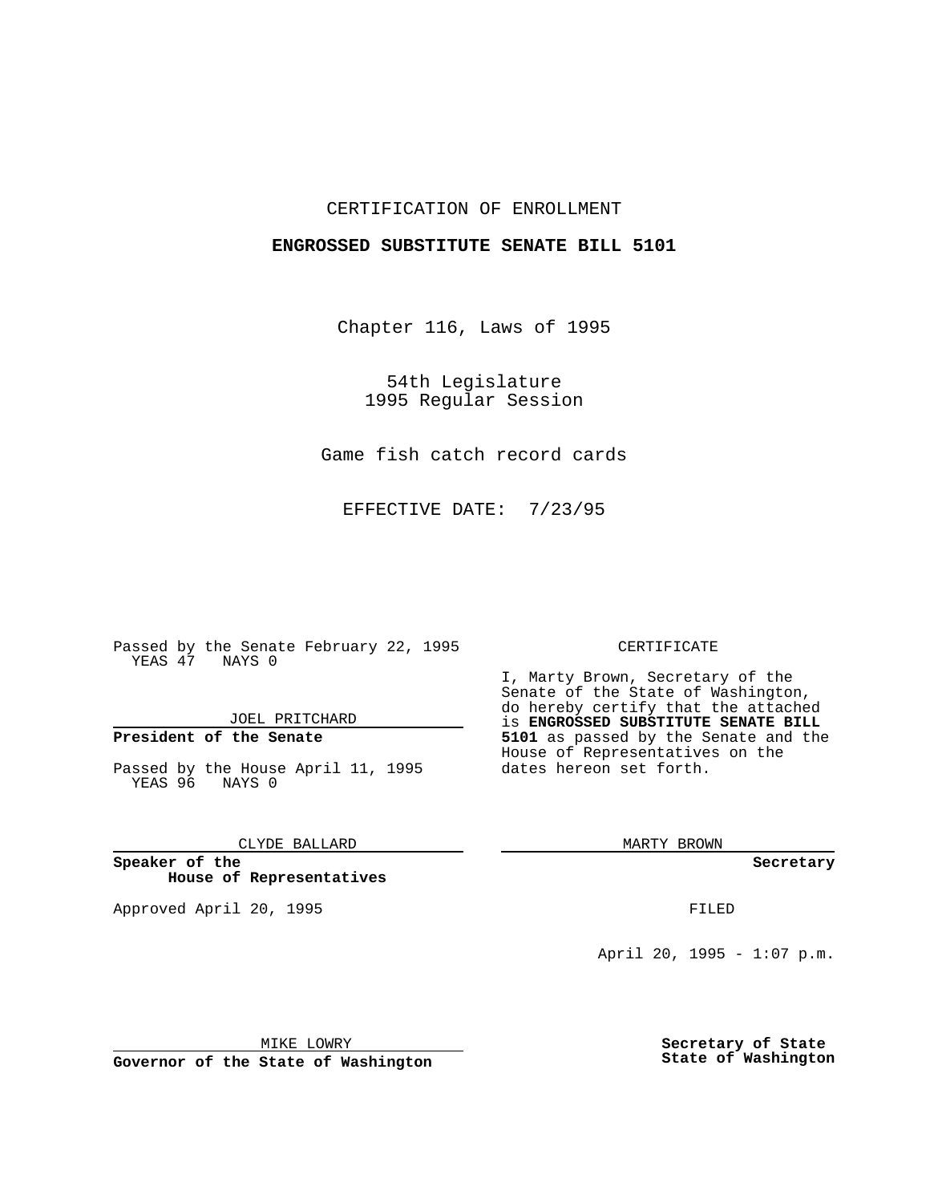CERTIFICATION OF ENROLLMENT

**ENGROSSED SUBSTITUTE SENATE BILL 5101**

Chapter 116, Laws of 1995

54th Legislature
1995 Regular Session

Game fish catch record cards

EFFECTIVE DATE: 7/23/95

Passed by the Senate February 22, 1995
YEAS 47 NAYS 0

JOEL PRITCHARD

**President of the Senate**

Passed by the House April 11, 1995
YEAS 96 NAYS 0

CLYDE BALLARD

**Speaker of the House of Representatives**

Approved April 20, 1995

MIKE LOWRY

**Governor of the State of Washington**

CERTIFICATE

I, Marty Brown, Secretary of the Senate of the State of Washington, do hereby certify that the attached is **ENGROSSED SUBSTITUTE SENATE BILL 5101** as passed by the Senate and the House of Representatives on the dates hereon set forth.

MARTY BROWN

**Secretary**

FILED

April 20, 1995 - 1:07 p.m.

**Secretary of State**
**State of Washington**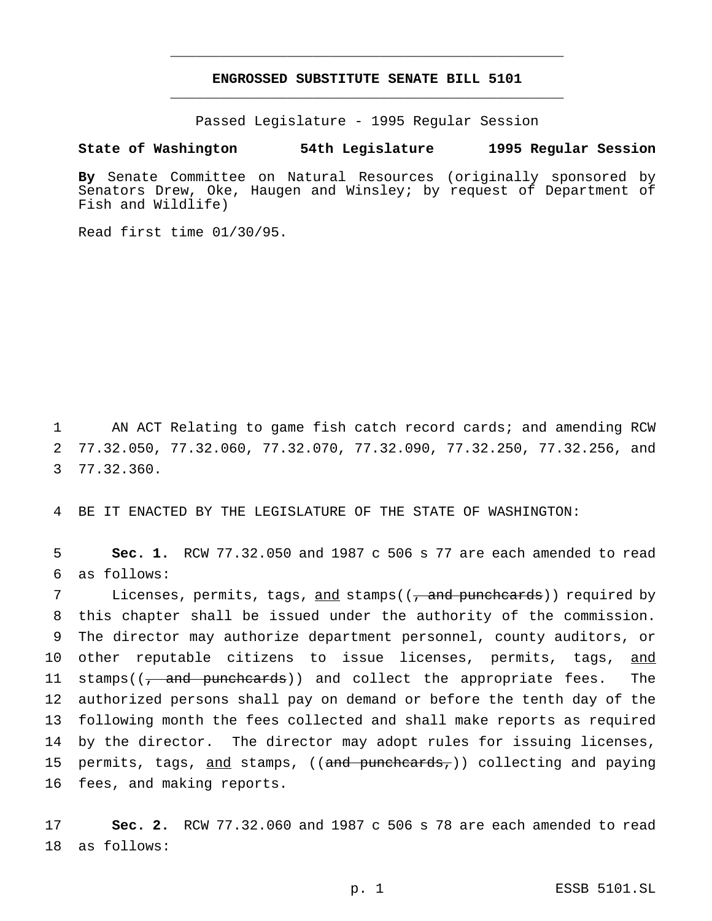# ENGROSSED SUBSTITUTE SENATE BILL 5101

Passed Legislature - 1995 Regular Session

**State of Washington 54th Legislature 1995 Regular Session**

**By** Senate Committee on Natural Resources (originally sponsored by Senators Drew, Oke, Haugen and Winsley; by request of Department of Fish and Wildlife)

Read first time 01/30/95.

AN ACT Relating to game fish catch record cards; and amending RCW 77.32.050, 77.32.060, 77.32.070, 77.32.090, 77.32.250, 77.32.256, and 77.32.360.

BE IT ENACTED BY THE LEGISLATURE OF THE STATE OF WASHINGTON:

**Sec. 1.** RCW 77.32.050 and 1987 c 506 s 77 are each amended to read as follows:

Licenses, permits, tags, and stamps((~~, and punchcards~~)) required by this chapter shall be issued under the authority of the commission. The director may authorize department personnel, county auditors, or other reputable citizens to issue licenses, permits, tags, and stamps((~~, and punchcards~~)) and collect the appropriate fees. The authorized persons shall pay on demand or before the tenth day of the following month the fees collected and shall make reports as required by the director. The director may adopt rules for issuing licenses, permits, tags, and stamps, ((~~and punchcards,~~)) collecting and paying fees, and making reports.

**Sec. 2.** RCW 77.32.060 and 1987 c 506 s 78 are each amended to read as follows: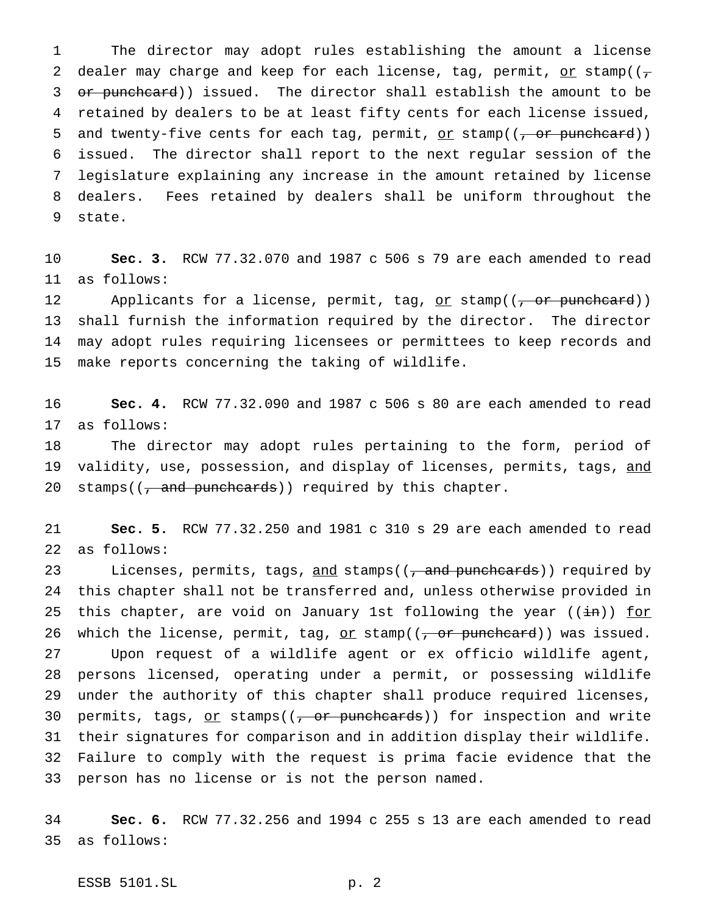The director may adopt rules establishing the amount a license dealer may charge and keep for each license, tag, permit, <u>or</u> stamp((~~, or punchcard~~)) issued. The director shall establish the amount to be retained by dealers to be at least fifty cents for each license issued, and twenty-five cents for each tag, permit, <u>or</u> stamp((~~, or punchcard~~)) issued. The director shall report to the next regular session of the legislature explaining any increase in the amount retained by license dealers. Fees retained by dealers shall be uniform throughout the state.

**Sec. 3.** RCW 77.32.070 and 1987 c 506 s 79 are each amended to read as follows:

Applicants for a license, permit, tag, <u>or</u> stamp((~~, or punchcard~~)) shall furnish the information required by the director. The director may adopt rules requiring licensees or permittees to keep records and make reports concerning the taking of wildlife.

**Sec. 4.** RCW 77.32.090 and 1987 c 506 s 80 are each amended to read as follows:

The director may adopt rules pertaining to the form, period of validity, use, possession, and display of licenses, permits, tags, <u>and</u> stamps((~~, and punchcards~~)) required by this chapter.

**Sec. 5.** RCW 77.32.250 and 1981 c 310 s 29 are each amended to read as follows:

Licenses, permits, tags, <u>and</u> stamps((~~, and punchcards~~)) required by this chapter shall not be transferred and, unless otherwise provided in this chapter, are void on January 1st following the year ((~~in~~)) <u>for</u> which the license, permit, tag, <u>or</u> stamp((~~, or punchcard~~)) was issued.

Upon request of a wildlife agent or ex officio wildlife agent, persons licensed, operating under a permit, or possessing wildlife under the authority of this chapter shall produce required licenses, permits, tags, <u>or</u> stamps((~~, or punchcards~~)) for inspection and write their signatures for comparison and in addition display their wildlife. Failure to comply with the request is prima facie evidence that the person has no license or is not the person named.

**Sec. 6.** RCW 77.32.256 and 1994 c 255 s 13 are each amended to read as follows: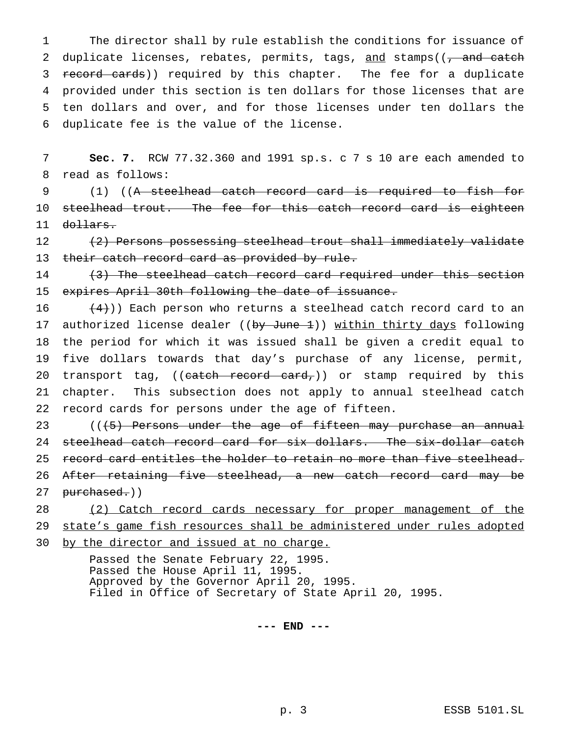The director shall by rule establish the conditions for issuance of duplicate licenses, rebates, permits, tags, and stamps((, and catch record cards)) required by this chapter. The fee for a duplicate provided under this section is ten dollars for those licenses that are ten dollars and over, and for those licenses under ten dollars the duplicate fee is the value of the license.

**Sec. 7.** RCW 77.32.360 and 1991 sp.s. c 7 s 10 are each amended to read as follows:

(1) ((A steelhead catch record card is required to fish for steelhead trout. The fee for this catch record card is eighteen dollars.

(2) Persons possessing steelhead trout shall immediately validate their catch record card as provided by rule.

(3) The steelhead catch record card required under this section expires April 30th following the date of issuance.

(4))) Each person who returns a steelhead catch record card to an authorized license dealer ((by June 1)) within thirty days following the period for which it was issued shall be given a credit equal to five dollars towards that day's purchase of any license, permit, transport tag, ((catch record card,)) or stamp required by this chapter. This subsection does not apply to annual steelhead catch record cards for persons under the age of fifteen.

(((5) Persons under the age of fifteen may purchase an annual steelhead catch record card for six dollars. The six-dollar catch record card entitles the holder to retain no more than five steelhead. After retaining five steelhead, a new catch record card may be purchased.))

(2) Catch record cards necessary for proper management of the state's game fish resources shall be administered under rules adopted by the director and issued at no charge.

Passed the Senate February 22, 1995.
Passed the House April 11, 1995.
Approved by the Governor April 20, 1995.
Filed in Office of Secretary of State April 20, 1995.

**--- END ---**